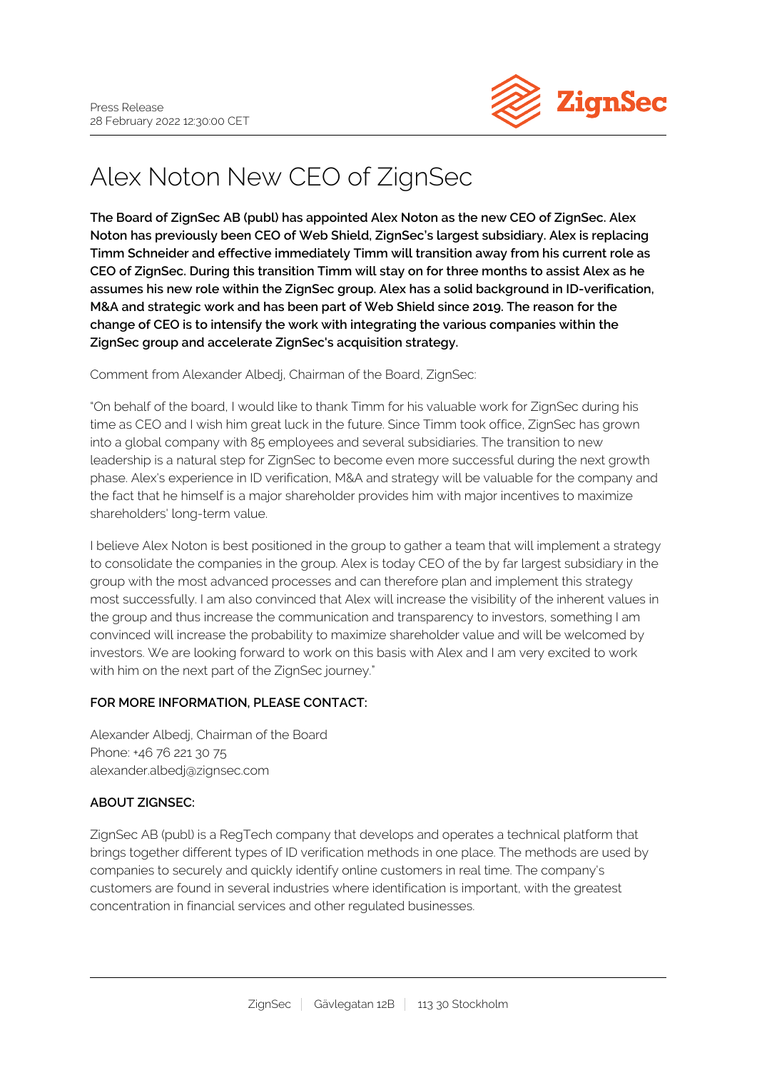Press Release
28 February 2022 12:30:00 CET

# Alex Noton New CEO of ZignSec

**The Board of ZignSec AB (publ) has appointed Alex Noton as the new CEO of ZignSec. Alex Noton has previously been CEO of Web Shield, ZignSec's largest subsidiary. Alex is replacing Timm Schneider and effective immediately Timm will transition away from his current role as CEO of ZignSec. During this transition Timm will stay on for three months to assist Alex as he assumes his new role within the ZignSec group. Alex has a solid background in ID-verification, M&A and strategic work and has been part of Web Shield since 2019. The reason for the change of CEO is to intensify the work with integrating the various companies within the ZignSec group and accelerate ZignSec's acquisition strategy.**

Comment from Alexander Albedj, Chairman of the Board, ZignSec:

"On behalf of the board, I would like to thank Timm for his valuable work for ZignSec during his time as CEO and I wish him great luck in the future. Since Timm took office, ZignSec has grown into a global company with 85 employees and several subsidiaries. The transition to new leadership is a natural step for ZignSec to become even more successful during the next growth phase. Alex's experience in ID verification, M&A and strategy will be valuable for the company and the fact that he himself is a major shareholder provides him with major incentives to maximize shareholders' long-term value.

I believe Alex Noton is best positioned in the group to gather a team that will implement a strategy to consolidate the companies in the group. Alex is today CEO of the by far largest subsidiary in the group with the most advanced processes and can therefore plan and implement this strategy most successfully. I am also convinced that Alex will increase the visibility of the inherent values in the group and thus increase the communication and transparency to investors, something I am convinced will increase the probability to maximize shareholder value and will be welcomed by investors. We are looking forward to work on this basis with Alex and I am very excited to work with him on the next part of the ZignSec journey."

**FOR MORE INFORMATION, PLEASE CONTACT:**

Alexander Albedj, Chairman of the Board
Phone: +46 76 221 30 75
alexander.albedj@zignsec.com

**ABOUT ZIGNSEC:**

ZignSec AB (publ) is a RegTech company that develops and operates a technical platform that brings together different types of ID verification methods in one place. The methods are used by companies to securely and quickly identify online customers in real time. The company's customers are found in several industries where identification is important, with the greatest concentration in financial services and other regulated businesses.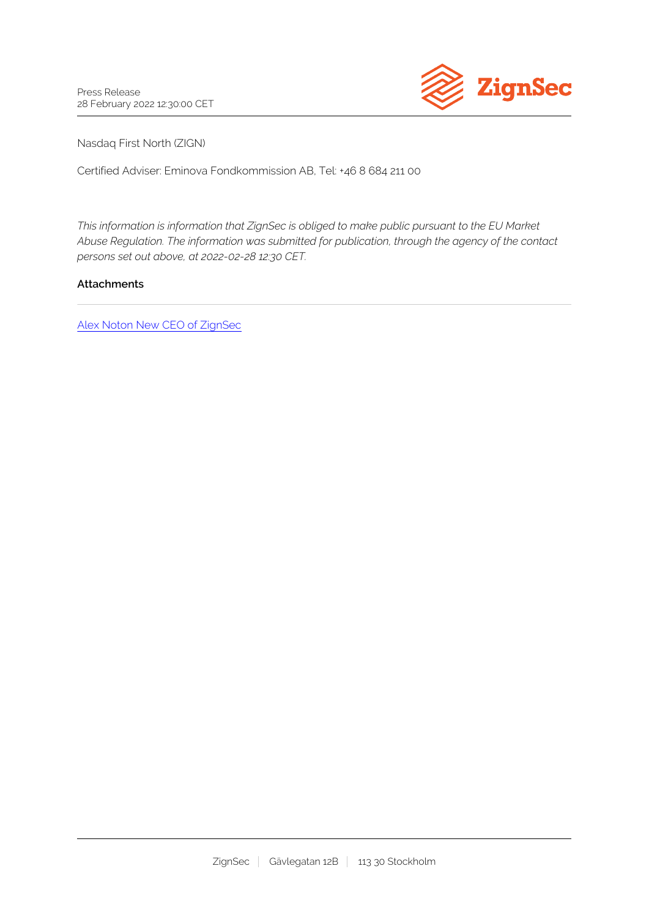Nasdaq First North (ZIGN)

Certified Adviser: Eminova Fondkommission AB, Tel: +46 8 684 211 00

*This information is information that ZignSec is obliged to make public pursuant to the EU Market Abuse Regulation. The information was submitted for publication, through the agency of the contact persons set out above, at 2022-02-28 12:30 CET.*

**Attachments**

---

[Alex Noton New CEO of ZignSec]